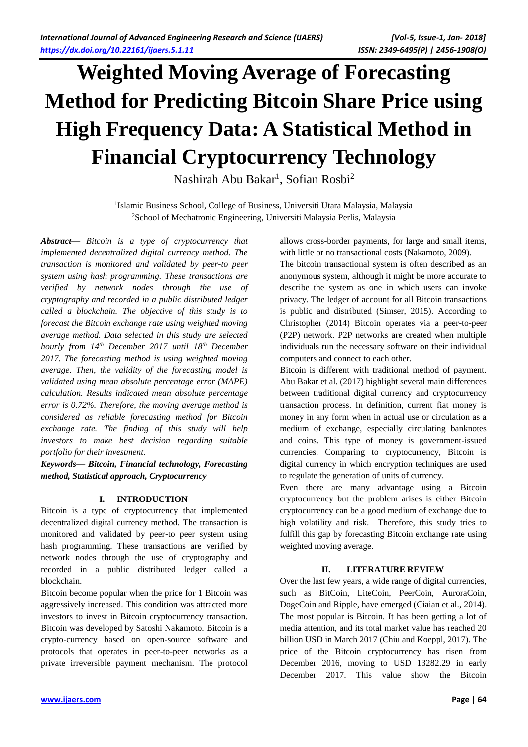# Weighted Moving Average of Forecasting Method for Predicting Bitcoin Share Price using High Frequency Data: A Statistical Method in Financial Cryptocurrency Technology

Nashirah Abu Bakar[1], Sofian Rosbi[2]

[1]Islamic Business School, College of Business, Universiti Utara Malaysia, Malaysia
[2]School of Mechatronic Engineering, Universiti Malaysia Perlis, Malaysia

***Abstract*— *Bitcoin is a type of cryptocurrency that implemented decentralized digital currency method. The transaction is monitored and validated by peer-to peer system using hash programming. These transactions are verified by network nodes through the use of cryptography and recorded in a public distributed ledger called a blockchain. The objective of this study is to forecast the Bitcoin exchange rate using weighted moving average method. Data selected in this study are selected hourly from 14th December 2017 until 18th December 2017. The forecasting method is using weighted moving average. Then, the validity of the forecasting model is validated using mean absolute percentage error (MAPE) calculation. Results indicated mean absolute percentage error is 0.72%. Therefore, the moving average method is considered as reliable forecasting method for Bitcoin exchange rate. The finding of this study will help investors to make best decision regarding suitable portfolio for their investment.***

***Keywords*— *Bitcoin, Financial technology, Forecasting method, Statistical approach, Cryptocurrency***

## I. INTRODUCTION

Bitcoin is a type of cryptocurrency that implemented decentralized digital currency method. The transaction is monitored and validated by peer-to peer system using hash programming. These transactions are verified by network nodes through the use of cryptography and recorded in a public distributed ledger called a blockchain.

Bitcoin become popular when the price for 1 Bitcoin was aggressively increased. This condition was attracted more investors to invest in Bitcoin cryptocurrency transaction. Bitcoin was developed by Satoshi Nakamoto. Bitcoin is a crypto-currency based on open-source software and protocols that operates in peer-to-peer networks as a private irreversible payment mechanism. The protocol allows cross-border payments, for large and small items, with little or no transactional costs (Nakamoto, 2009).

The bitcoin transactional system is often described as an anonymous system, although it might be more accurate to describe the system as one in which users can invoke privacy. The ledger of account for all Bitcoin transactions is public and distributed (Simser, 2015). According to Christopher (2014) Bitcoin operates via a peer-to-peer (P2P) network. P2P networks are created when multiple individuals run the necessary software on their individual computers and connect to each other.

Bitcoin is different with traditional method of payment. Abu Bakar et al. (2017) highlight several main differences between traditional digital currency and cryptocurrency transaction process. In definition, current fiat money is money in any form when in actual use or circulation as a medium of exchange, especially circulating banknotes and coins. This type of money is government-issued currencies. Comparing to cryptocurrency, Bitcoin is digital currency in which encryption techniques are used to regulate the generation of units of currency.

Even there are many advantage using a Bitcoin cryptocurrency but the problem arises is either Bitcoin cryptocurrency can be a good medium of exchange due to high volatility and risk. Therefore, this study tries to fulfill this gap by forecasting Bitcoin exchange rate using weighted moving average.

## II. LITERATURE REVIEW

Over the last few years, a wide range of digital currencies, such as BitCoin, LiteCoin, PeerCoin, AuroraCoin, DogeCoin and Ripple, have emerged (Ciaian et al., 2014). The most popular is Bitcoin. It has been getting a lot of media attention, and its total market value has reached 20 billion USD in March 2017 (Chiu and Koeppl, 2017). The price of the Bitcoin cryptocurrency has risen from December 2016, moving to USD 13282.29 in early December 2017. This value show the Bitcoin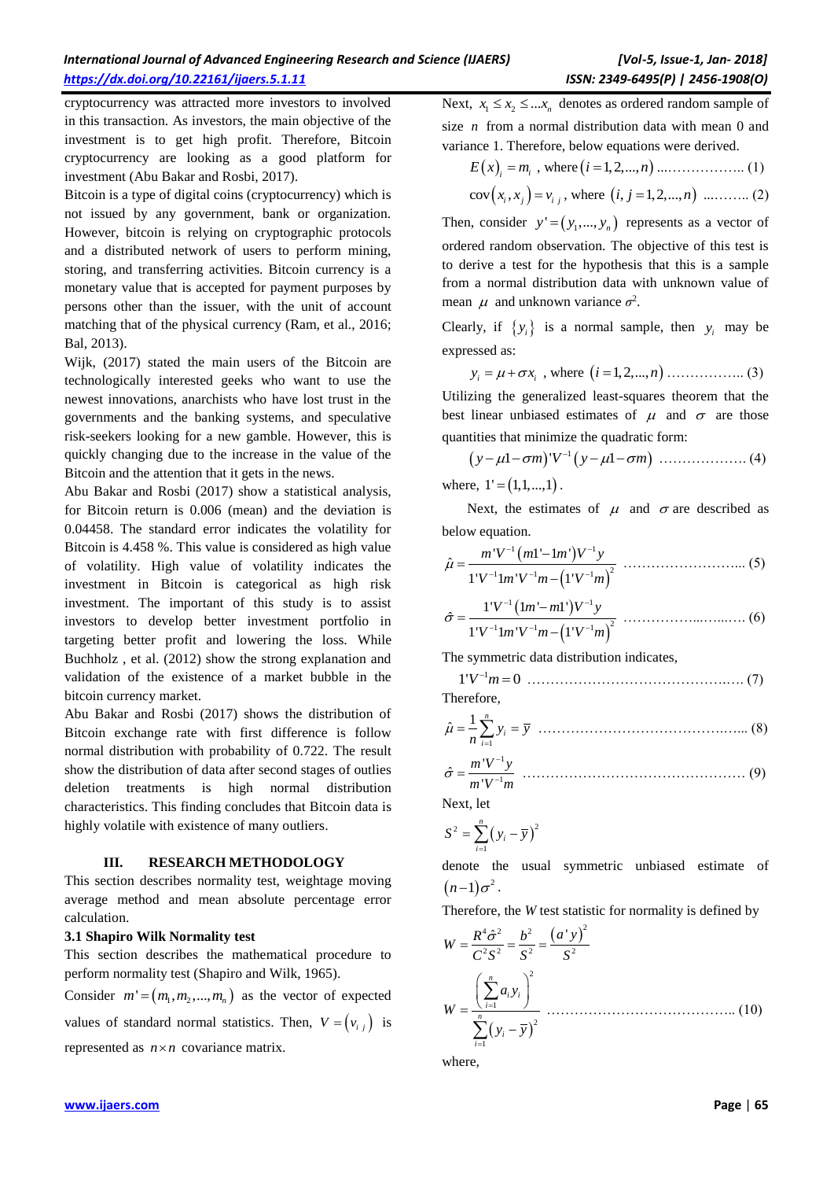cryptocurrency was attracted more investors to involved in this transaction. As investors, the main objective of the investment is to get high profit. Therefore, Bitcoin cryptocurrency are looking as a good platform for investment (Abu Bakar and Rosbi, 2017).

Bitcoin is a type of digital coins (cryptocurrency) which is not issued by any government, bank or organization. However, bitcoin is relying on cryptographic protocols and a distributed network of users to perform mining, storing, and transferring activities. Bitcoin currency is a monetary value that is accepted for payment purposes by persons other than the issuer, with the unit of account matching that of the physical currency (Ram, et al., 2016; Bal, 2013).

Wijk, (2017) stated the main users of the Bitcoin are technologically interested geeks who want to use the newest innovations, anarchists who have lost trust in the governments and the banking systems, and speculative risk-seekers looking for a new gamble. However, this is quickly changing due to the increase in the value of the Bitcoin and the attention that it gets in the news.

Abu Bakar and Rosbi (2017) show a statistical analysis, for Bitcoin return is 0.006 (mean) and the deviation is 0.04458. The standard error indicates the volatility for Bitcoin is 4.458 %. This value is considered as high value of volatility. High value of volatility indicates the investment in Bitcoin is categorical as high risk investment. The important of this study is to assist investors to develop better investment portfolio in targeting better profit and lowering the loss. While Buchholz , et al. (2012) show the strong explanation and validation of the existence of a market bubble in the bitcoin currency market.

Abu Bakar and Rosbi (2017) shows the distribution of Bitcoin exchange rate with first difference is follow normal distribution with probability of 0.722. The result show the distribution of data after second stages of outlies deletion treatments is high normal distribution characteristics. This finding concludes that Bitcoin data is highly volatile with existence of many outliers.

## III. RESEARCH METHODOLOGY

This section describes normality test, weightage moving average method and mean absolute percentage error calculation.

### 3.1 Shapiro Wilk Normality test

This section describes the mathematical procedure to perform normality test (Shapiro and Wilk, 1965).

Consider $m'=(m_1,m_2,...,m_n)$ as the vector of expected values of standard normal statistics. Then, $V=(v_{ij})$ is represented as $n \times n$ covariance matrix.

Next, $x_1 \le x_2 \le ... x_n$ denotes as ordered random sample of size $n$ from a normal distribution data with mean 0 and variance 1. Therefore, below equations were derived.

$$E(x)_i = m_i \text{ , where } (i=1,2,...,n) \quad \text{......................... (1)}$$

$$\operatorname{cov}(x_i,x_j) = v_{ij} \text{ , where } (i,j=1,2,...,n) \quad \text{............ (2)}$$

Then, consider $y'=(y_1,...,y_n)$ represents as a vector of ordered random observation. The objective of this test is to derive a test for the hypothesis that this is a sample from a normal distribution data with unknown value of mean $\mu$ and unknown variance $\sigma^2$.

Clearly, if $\{y_i\}$ is a normal sample, then $y_i$ may be expressed as:

$$y_i = \mu + \sigma x_i \text{ , where } (i=1,2,...,n) \quad \text{.................... (3)}$$

Utilizing the generalized least-squares theorem that the best linear unbiased estimates of $\mu$ and $\sigma$ are those quantities that minimize the quadratic form:

$$(y-\mu 1-\sigma m)'V^{-1}(y-\mu 1-\sigma m) \quad \text{..................... (4)}$$

where, $1'=(1,1,...,1)$.

Next, the estimates of $\mu$ and $\sigma$ are described as below equation.

$$\hat{\mu} = \frac{m'V^{-1}(m1'-1m')V^{-1}y}{1'V^{-1}1m'V^{-1}m-(1'V^{-1}m)^2} \quad \text{........................... (5)}$$

$$\hat{\sigma} = \frac{1'V^{-1}(1m'-m1')V^{-1}y}{1'V^{-1}1m'V^{-1}m-(1'V^{-1}m)^2} \quad \text{........................ (6)}$$

The symmetric data distribution indicates,

$$1'V^{-1}m = 0 \quad \text{.................................................. (7)}$$

Therefore,

$$\hat{\mu} = \frac{1}{n}\sum_{i=1}^{n} y_i = \bar{y} \quad \text{.............................................. (8)}$$

$$\hat{\sigma} = \frac{m'V^{-1}y}{m'V^{-1}m} \quad \text{.............................................. (9)}$$

Next, let

$$S^2 = \sum_{i=1}^{n}(y_i-\bar{y})^2$$

denote the usual symmetric unbiased estimate of $(n-1)\sigma^2$.

Therefore, the *W* test statistic for normality is defined by

$$W = \frac{R^4\hat{\sigma}^2}{C^2S^2} = \frac{b^2}{S^2} = \frac{(a'y)^2}{S^2}$$

$$W = \frac{\left(\sum_{i=1}^{n} a_i y_i\right)^2}{\sum_{i=1}^{n}(y_i-\bar{y})^2} \quad \text{.......................................... (10)}$$

where,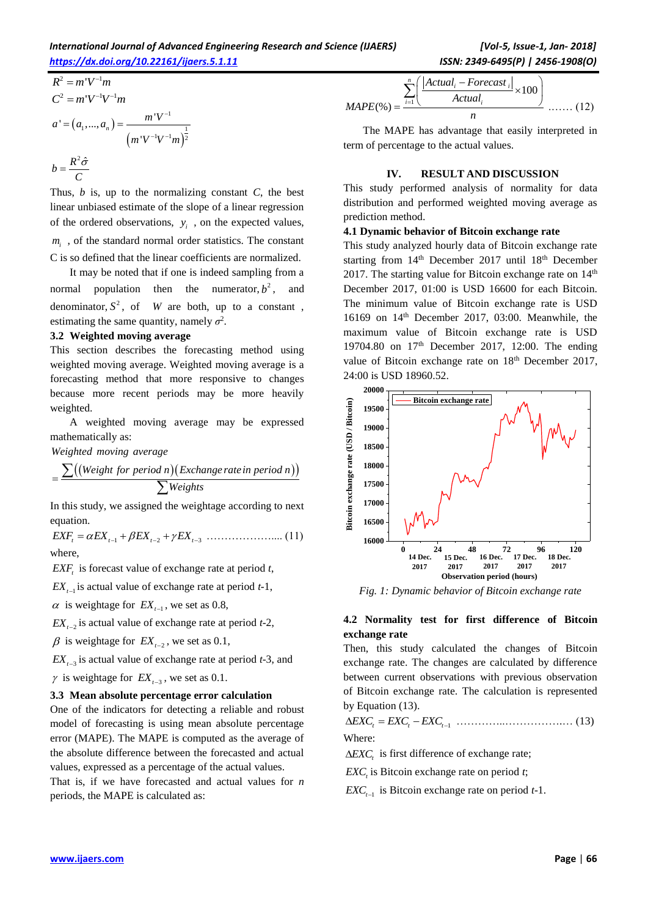$$R^2 = m'V^{-1}m$$
$$C^2 = m'V^{-1}V^{-1}m$$
$$a' = (a_1, ..., a_n) = \frac{m'V^{-1}}{(m'V^{-1}V^{-1}m)^{\frac{1}{2}}}$$
$$b = \frac{R^2\hat{\sigma}}{C}$$

Thus, $b$ is, up to the normalizing constant $C$, the best linear unbiased estimate of the slope of a linear regression of the ordered observations, $y_i$, on the expected values, $m_i$, of the standard normal order statistics. The constant C is so defined that the linear coefficients are normalized.

It may be noted that if one is indeed sampling from a normal population then the numerator, $b^2$, and denominator, $S^2$, of $W$ are both, up to a constant, estimating the same quantity, namely $\sigma^2$.

### 3.2 Weighted moving average

This section describes the forecasting method using weighted moving average. Weighted moving average is a forecasting method that more responsive to changes because more recent periods may be more heavily weighted.

A weighted moving average may be expressed mathematically as:

*Weighted moving average*

$$= \frac{\sum((Weight\ for\ period\ n)(Exchange\ rate\ in\ period\ n))}{\sum Weights}$$

In this study, we assigned the weightage according to next equation.

$$EXF_t = \alpha EX_{t-1} + \beta EX_{t-2} + \gamma EX_{t-3} \quad \text{.....................} (11)$$

where,

$EXF_t$ is forecast value of exchange rate at period $t$,

$EX_{t-1}$ is actual value of exchange rate at period $t$-1,

$\alpha$ is weightage for $EX_{t-1}$, we set as 0.8,

$EX_{t-2}$ is actual value of exchange rate at period $t$-2,

$\beta$ is weightage for $EX_{t-2}$, we set as 0.1,

$EX_{t-3}$ is actual value of exchange rate at period $t$-3, and

$\gamma$ is weightage for $EX_{t-3}$, we set as 0.1.

### 3.3 Mean absolute percentage error calculation

One of the indicators for detecting a reliable and robust model of forecasting is using mean absolute percentage error (MAPE). The MAPE is computed as the average of the absolute difference between the forecasted and actual values, expressed as a percentage of the actual values.

That is, if we have forecasted and actual values for $n$ periods, the MAPE is calculated as:

$$MAPE(\%) = \frac{\sum_{i=1}^{n}\left(\frac{|Actual_i - Forecast_i|}{Actual_i} \times 100\right)}{n} \quad \text{.......} (12)$$

The MAPE has advantage that easily interpreted in term of percentage to the actual values.

## IV. RESULT AND DISCUSSION

This study performed analysis of normality for data distribution and performed weighted moving average as prediction method.

### 4.1 Dynamic behavior of Bitcoin exchange rate

This study analyzed hourly data of Bitcoin exchange rate starting from 14th December 2017 until 18th December 2017. The starting value for Bitcoin exchange rate on 14th December 2017, 01:00 is USD 16600 for each Bitcoin. The minimum value of Bitcoin exchange rate is USD 16169 on 14th December 2017, 03:00. Meanwhile, the maximum value of Bitcoin exchange rate is USD 19704.80 on 17th December 2017, 12:00. The ending value of Bitcoin exchange rate on 18th December 2017, 24:00 is USD 18960.52.

*Fig. 1: Dynamic behavior of Bitcoin exchange rate*

### 4.2 Normality test for first difference of Bitcoin exchange rate

Then, this study calculated the changes of Bitcoin exchange rate. The changes are calculated by difference between current observations with previous observation of Bitcoin exchange rate. The calculation is represented by Equation (13).

$$\Delta EXC_t = EXC_t - EXC_{t-1} \quad \text{...................................} (13)$$

Where:

$\Delta EXC_t$ is first difference of exchange rate;

$EXC_t$ is Bitcoin exchange rate on period $t$;

$EXC_{t-1}$ is Bitcoin exchange rate on period $t$-1.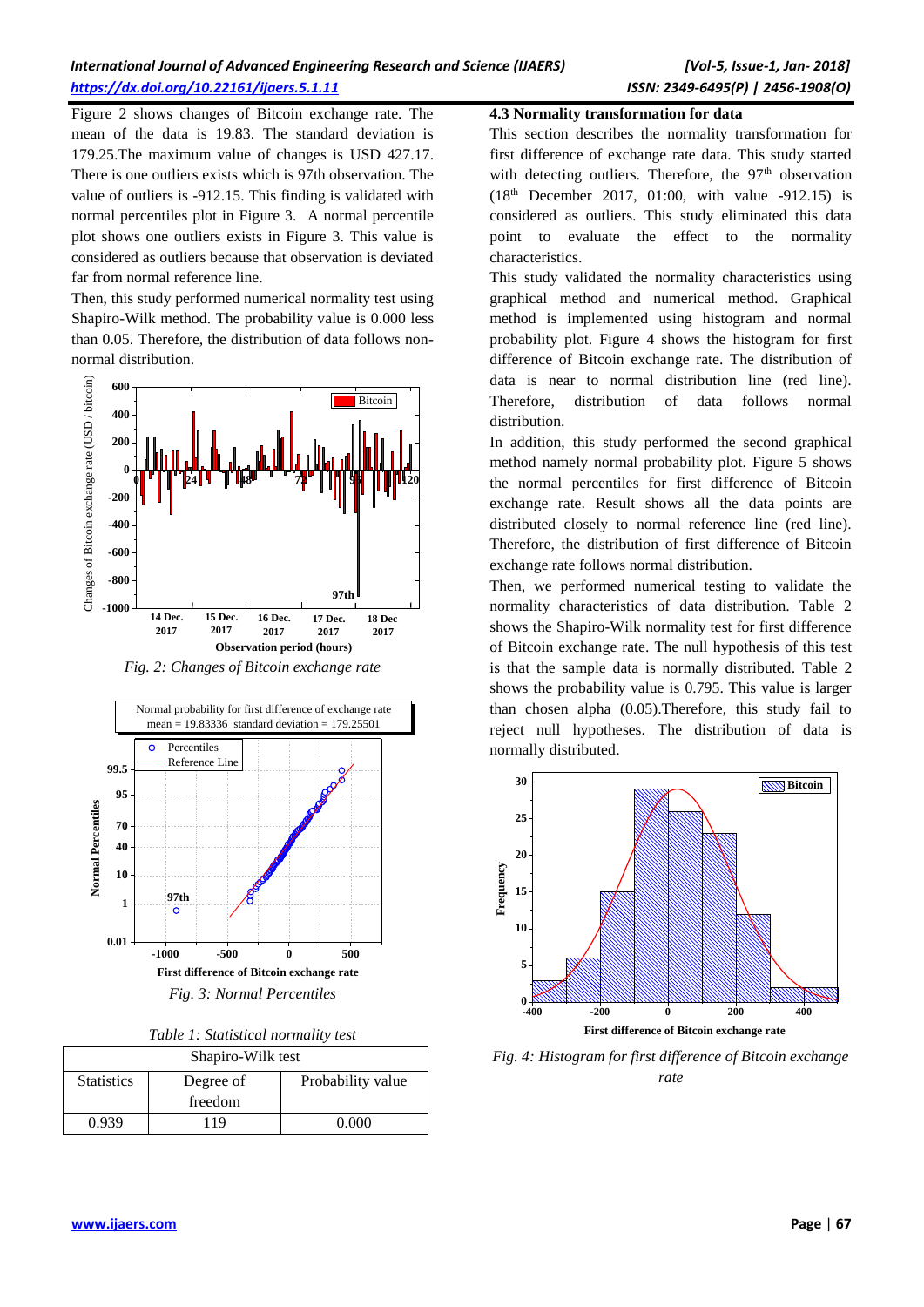Figure 2 shows changes of Bitcoin exchange rate. The mean of the data is 19.83. The standard deviation is 179.25.The maximum value of changes is USD 427.17. There is one outliers exists which is 97th observation. The value of outliers is -912.15. This finding is validated with normal percentiles plot in Figure 3. A normal percentile plot shows one outliers exists in Figure 3. This value is considered as outliers because that observation is deviated far from normal reference line.

Then, this study performed numerical normality test using Shapiro-Wilk method. The probability value is 0.000 less than 0.05. Therefore, the distribution of data follows non-normal distribution.

*Fig. 2: Changes of Bitcoin exchange rate*

*Fig. 3: Normal Percentiles*

*Table 1: Statistical normality test*

| Shapiro-Wilk test | | |
|---|---|---|
| Statistics | Degree of freedom | Probability value |
| 0.939 | 119 | 0.000 |

**4.3 Normality transformation for data**

This section describes the normality transformation for first difference of exchange rate data. This study started with detecting outliers. Therefore, the 97th observation (18th December 2017, 01:00, with value -912.15) is considered as outliers. This study eliminated this data point to evaluate the effect to the normality characteristics.

This study validated the normality characteristics using graphical method and numerical method. Graphical method is implemented using histogram and normal probability plot. Figure 4 shows the histogram for first difference of Bitcoin exchange rate. The distribution of data is near to normal distribution line (red line). Therefore, distribution of data follows normal distribution.

In addition, this study performed the second graphical method namely normal probability plot. Figure 5 shows the normal percentiles for first difference of Bitcoin exchange rate. Result shows all the data points are distributed closely to normal reference line (red line). Therefore, the distribution of first difference of Bitcoin exchange rate follows normal distribution.

Then, we performed numerical testing to validate the normality characteristics of data distribution. Table 2 shows the Shapiro-Wilk normality test for first difference of Bitcoin exchange rate. The null hypothesis of this test is that the sample data is normally distributed. Table 2 shows the probability value is 0.795. This value is larger than chosen alpha (0.05).Therefore, this study fail to reject null hypotheses. The distribution of data is normally distributed.

*Fig. 4: Histogram for first difference of Bitcoin exchange rate*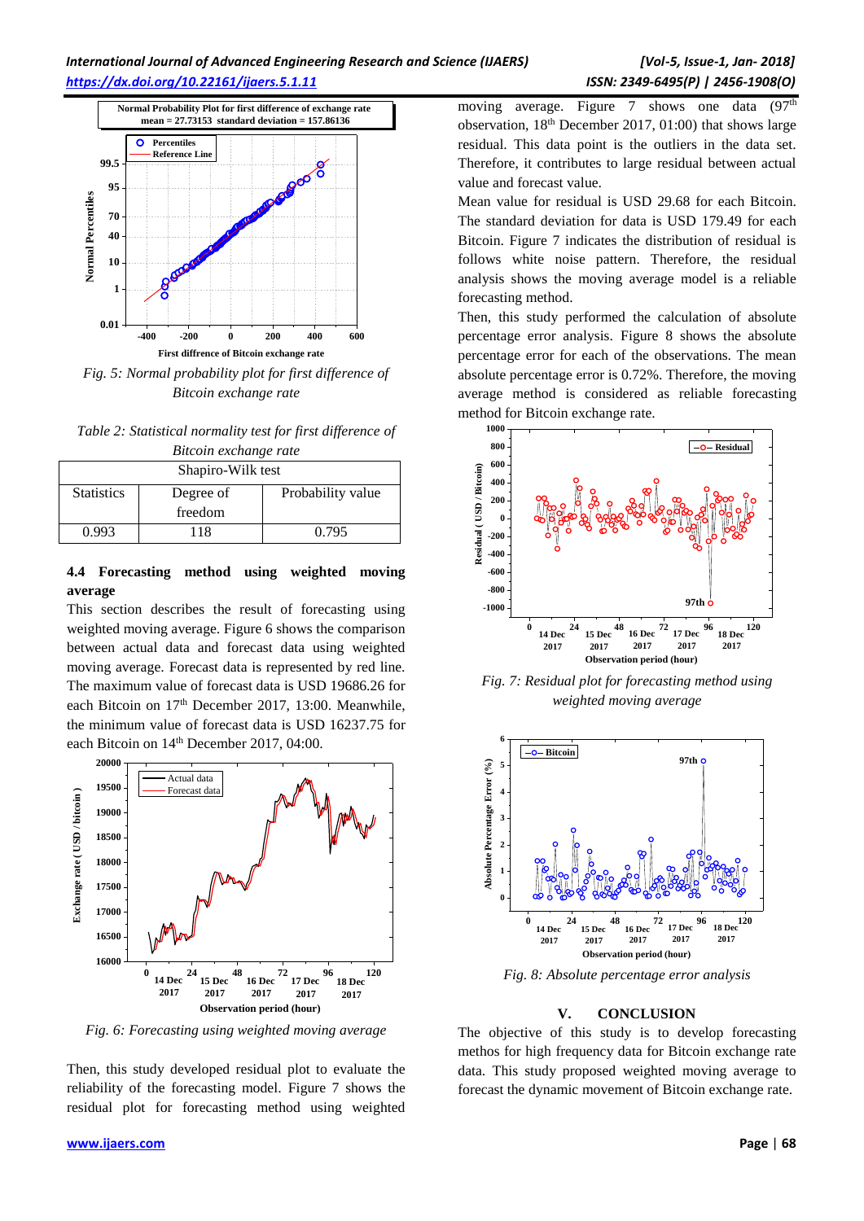*Fig. 5: Normal probability plot for first difference of Bitcoin exchange rate*

*Table 2: Statistical normality test for first difference of Bitcoin exchange rate*

| Shapiro-Wilk test | | |
|---|---|---|
| Statistics | Degree of freedom | Probability value |
| 0.993 | 118 | 0.795 |

### 4.4 Forecasting method using weighted moving average

This section describes the result of forecasting using weighted moving average. Figure 6 shows the comparison between actual data and forecast data using weighted moving average. Forecast data is represented by red line. The maximum value of forecast data is USD 19686.26 for each Bitcoin on 17th December 2017, 13:00. Meanwhile, the minimum value of forecast data is USD 16237.75 for each Bitcoin on 14th December 2017, 04:00.

*Fig. 6: Forecasting using weighted moving average*

Then, this study developed residual plot to evaluate the reliability of the forecasting model. Figure 7 shows the residual plot for forecasting method using weighted moving average. Figure 7 shows one data (97th observation, 18th December 2017, 01:00) that shows large residual. This data point is the outliers in the data set. Therefore, it contributes to large residual between actual value and forecast value.

Mean value for residual is USD 29.68 for each Bitcoin. The standard deviation for data is USD 179.49 for each Bitcoin. Figure 7 indicates the distribution of residual is follows white noise pattern. Therefore, the residual analysis shows the moving average model is a reliable forecasting method.

Then, this study performed the calculation of absolute percentage error analysis. Figure 8 shows the absolute percentage error for each of the observations. The mean absolute percentage error is 0.72%. Therefore, the moving average method is considered as reliable forecasting method for Bitcoin exchange rate.

*Fig. 7: Residual plot for forecasting method using weighted moving average*

*Fig. 8: Absolute percentage error analysis*

## V. CONCLUSION

The objective of this study is to develop forecasting methos for high frequency data for Bitcoin exchange rate data. This study proposed weighted moving average to forecast the dynamic movement of Bitcoin exchange rate.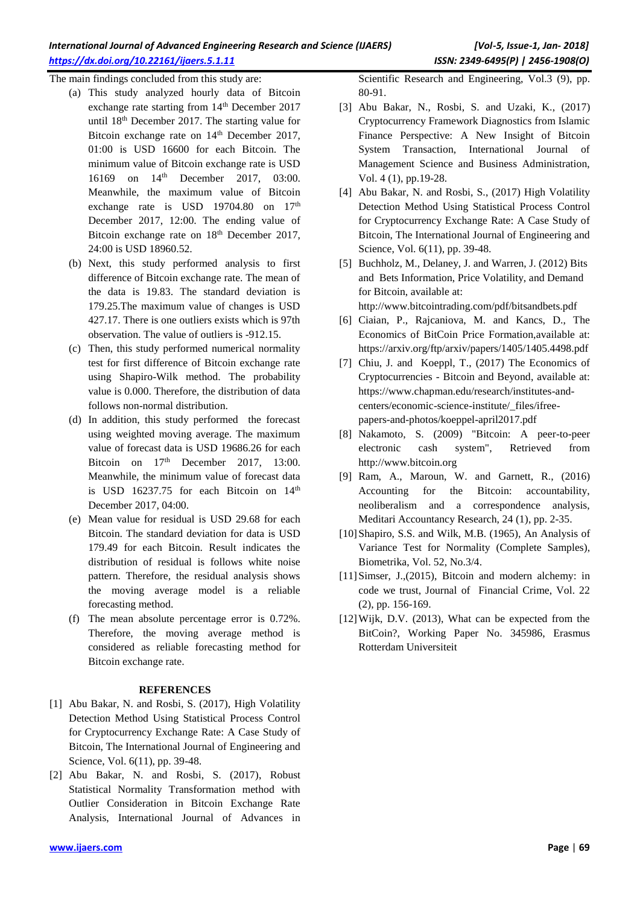The main findings concluded from this study are:

(a) This study analyzed hourly data of Bitcoin exchange rate starting from 14th December 2017 until 18th December 2017. The starting value for Bitcoin exchange rate on 14th December 2017, 01:00 is USD 16600 for each Bitcoin. The minimum value of Bitcoin exchange rate is USD 16169 on 14th December 2017, 03:00. Meanwhile, the maximum value of Bitcoin exchange rate is USD 19704.80 on 17th December 2017, 12:00. The ending value of Bitcoin exchange rate on 18th December 2017, 24:00 is USD 18960.52.

(b) Next, this study performed analysis to first difference of Bitcoin exchange rate. The mean of the data is 19.83. The standard deviation is 179.25.The maximum value of changes is USD 427.17. There is one outliers exists which is 97th observation. The value of outliers is -912.15.

(c) Then, this study performed numerical normality test for first difference of Bitcoin exchange rate using Shapiro-Wilk method. The probability value is 0.000. Therefore, the distribution of data follows non-normal distribution.

(d) In addition, this study performed the forecast using weighted moving average. The maximum value of forecast data is USD 19686.26 for each Bitcoin on 17th December 2017, 13:00. Meanwhile, the minimum value of forecast data is USD 16237.75 for each Bitcoin on 14th December 2017, 04:00.

(e) Mean value for residual is USD 29.68 for each Bitcoin. The standard deviation for data is USD 179.49 for each Bitcoin. Result indicates the distribution of residual is follows white noise pattern. Therefore, the residual analysis shows the moving average model is a reliable forecasting method.

(f) The mean absolute percentage error is 0.72%. Therefore, the moving average method is considered as reliable forecasting method for Bitcoin exchange rate.

## REFERENCES

[1] Abu Bakar, N. and Rosbi, S. (2017), High Volatility Detection Method Using Statistical Process Control for Cryptocurrency Exchange Rate: A Case Study of Bitcoin, The International Journal of Engineering and Science, Vol. 6(11), pp. 39-48.

[2] Abu Bakar, N. and Rosbi, S. (2017), Robust Statistical Normality Transformation method with Outlier Consideration in Bitcoin Exchange Rate Analysis, International Journal of Advances in Scientific Research and Engineering, Vol.3 (9), pp. 80-91.

[3] Abu Bakar, N., Rosbi, S. and Uzaki, K., (2017) Cryptocurrency Framework Diagnostics from Islamic Finance Perspective: A New Insight of Bitcoin System Transaction, International Journal of Management Science and Business Administration, Vol. 4 (1), pp.19-28.

[4] Abu Bakar, N. and Rosbi, S., (2017) High Volatility Detection Method Using Statistical Process Control for Cryptocurrency Exchange Rate: A Case Study of Bitcoin, The International Journal of Engineering and Science, Vol. 6(11), pp. 39-48.

[5] Buchholz, M., Delaney, J. and Warren, J. (2012) Bits and Bets Information, Price Volatility, and Demand for Bitcoin, available at: http://www.bitcointrading.com/pdf/bitsandbets.pdf

[6] Ciaian, P., Rajcaniova, M. and Kancs, D., The Economics of BitCoin Price Formation,available at: https://arxiv.org/ftp/arxiv/papers/1405/1405.4498.pdf

[7] Chiu, J. and Koeppl, T., (2017) The Economics of Cryptocurrencies - Bitcoin and Beyond, available at: https://www.chapman.edu/research/institutes-and-centers/economic-science-institute/_files/ifree-papers-and-photos/koeppel-april2017.pdf

[8] Nakamoto, S. (2009) "Bitcoin: A peer-to-peer electronic cash system", Retrieved from http://www.bitcoin.org

[9] Ram, A., Maroun, W. and Garnett, R., (2016) Accounting for the Bitcoin: accountability, neoliberalism and a correspondence analysis, Meditari Accountancy Research, 24 (1), pp. 2-35.

[10] Shapiro, S.S. and Wilk, M.B. (1965), An Analysis of Variance Test for Normality (Complete Samples), Biometrika, Vol. 52, No.3/4.

[11] Simser, J.,(2015), Bitcoin and modern alchemy: in code we trust, Journal of Financial Crime, Vol. 22 (2), pp. 156-169.

[12] Wijk, D.V. (2013), What can be expected from the BitCoin?, Working Paper No. 345986, Erasmus Rotterdam Universiteit